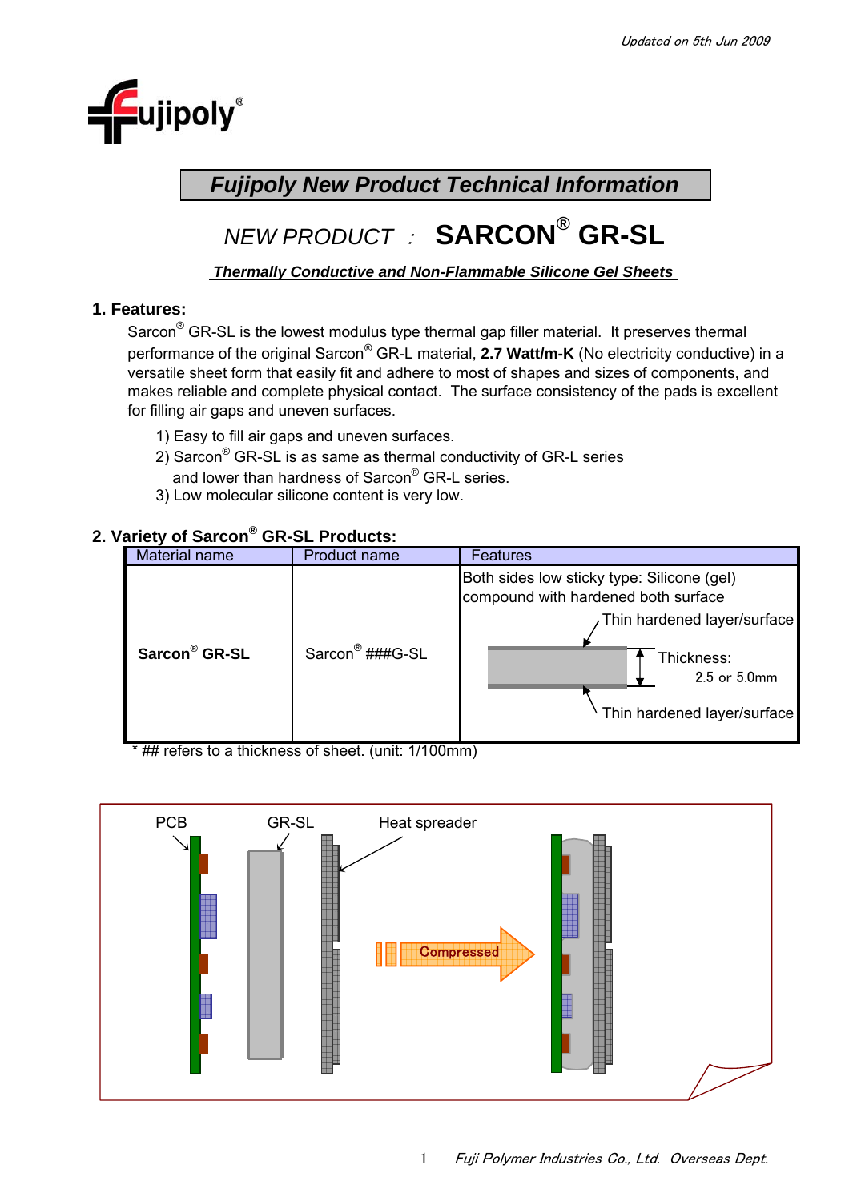Updated on 5th Jun 2009

Fujipoly®

# *Fujipoly New Product Technical Information*

## *NEW PRODUCT :* SARCON® GR-SL

***Thermally Conductive and Non-Flammable Silicone Gel Sheets***

### 1. Features:

Sarcon® GR-SL is the lowest modulus type thermal gap filler material. It preserves thermal performance of the original Sarcon® GR-L material, **2.7 Watt/m-K** (No electricity conductive) in a versatile sheet form that easily fit and adhere to most of shapes and sizes of components, and makes reliable and complete physical contact. The surface consistency of the pads is excellent for filling air gaps and uneven surfaces.

1) Easy to fill air gaps and uneven surfaces.
2) Sarcon® GR-SL is as same as thermal conductivity of GR-L series and lower than hardness of Sarcon® GR-L series.
3) Low molecular silicone content is very low.

### 2. Variety of Sarcon® GR-SL Products:

| Material name | Product name | Features |
|---|---|---|
| **Sarcon® GR-SL** | Sarcon® ###G-SL | Both sides low sticky type: Silicone (gel) compound with hardened both surface<br>Thin hardened layer/surface<br>Thickness: 2.5 or 5.0mm<br>Thin hardened layer/surface |

\* ## refers to a thickness of sheet. (unit: 1/100mm)

PCB GR-SL Heat spreader Compressed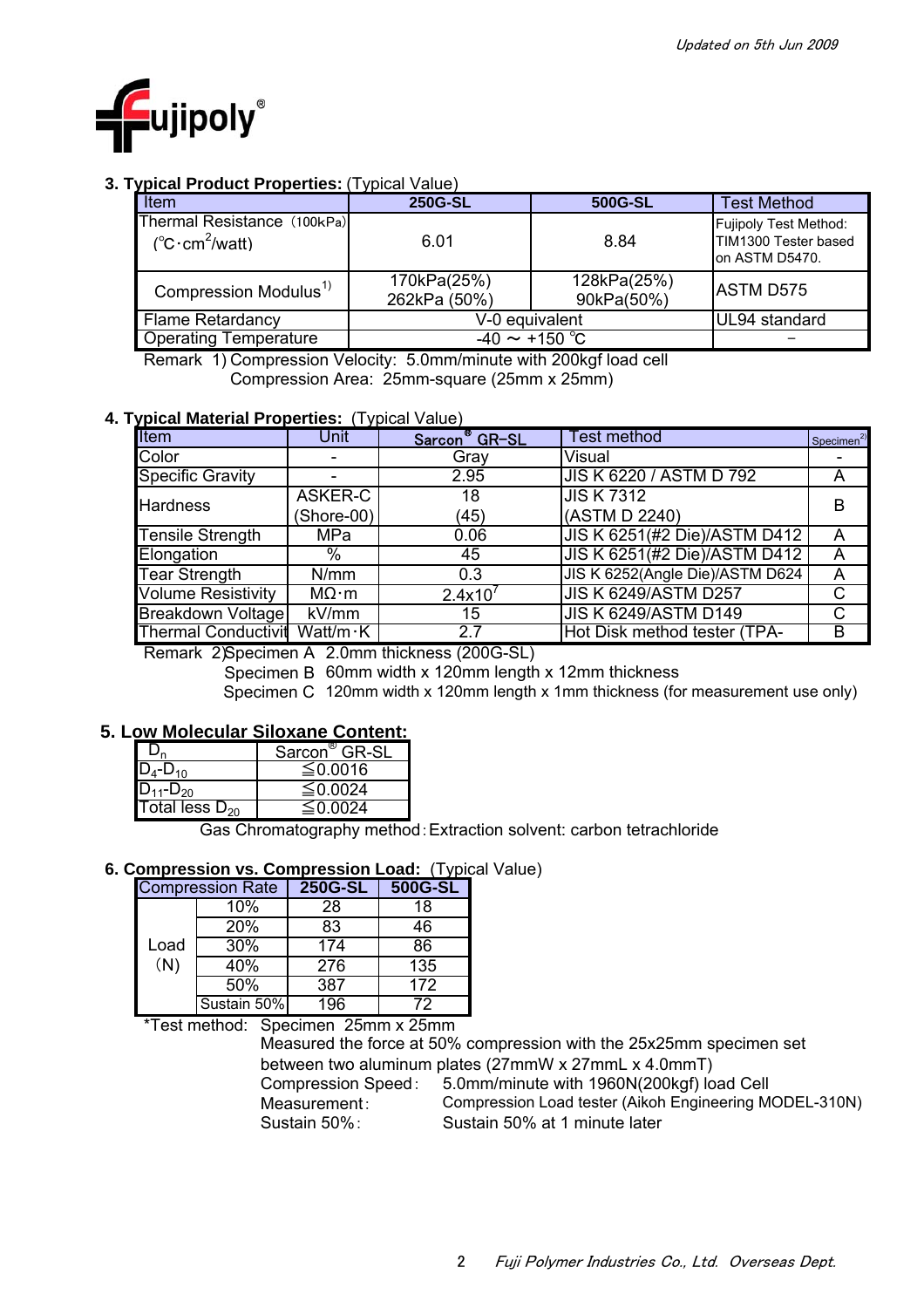*Updated on 5th Jun 2009*

Fujipoly®

**3. Typical Product Properties:** (Typical Value)

| Item | 250G-SL | 500G-SL | Test Method |
|---|---|---|---|
| Thermal Resistance (100kPa) (℃·$cm^2$/watt) | 6.01 | 8.84 | Fujipoly Test Method: TIM1300 Tester based on ASTM D5470. |
| Compression Modulus[1) ] | 170kPa(25%) 262kPa (50%) | 128kPa(25%) 90kPa(50%) | ASTM D575 |
| Flame Retardancy | V-0 equivalent | | UL94 standard |
| Operating Temperature | -40 ～ +150 ℃ | | － |

Remark 1) Compression Velocity: 5.0mm/minute with 200kgf load cell
Compression Area: 25mm-square (25mm x 25mm)

**4. Typical Material Properties:** (Typical Value)

| Item | Unit | Sarcon® GR-SL | Test method | Specimen[2)] |
|---|---|---|---|---|
| Color | - | Gray | Visual | - |
| Specific Gravity | - | 2.95 | JIS K 6220 / ASTM D 792 | A |
| Hardness | ASKER-C (Shore-00) | 18 (45) | JIS K 7312 (ASTM D 2240) | B |
| Tensile Strength | MPa | 0.06 | JIS K 6251(#2 Die)/ASTM D412 | A |
| Elongation | % | 45 | JIS K 6251(#2 Die)/ASTM D412 | A |
| Tear Strength | N/mm | 0.3 | JIS K 6252(Angle Die)/ASTM D624 | A |
| Volume Resistivity | MΩ·m | $2.4 \times 10^7$ | JIS K 6249/ASTM D257 | C |
| Breakdown Voltage | kV/mm | 15 | JIS K 6249/ASTM D149 | C |
| Thermal Conductivit | Watt/m·K | 2.7 | Hot Disk method tester (TPA- | B |

Remark 2) Specimen A 2.0mm thickness (200G-SL)
Specimen B 60mm width x 120mm length x 12mm thickness
Specimen C 120mm width x 120mm length x 1mm thickness (for measurement use only)

**5. Low Molecular Siloxane Content:**

| $D_n$ | Sarcon® GR-SL |
|---|---|
| $D_4$-$D_{10}$ | ≦0.0016 |
| $D_{11}$-$D_{20}$ | ≦0.0024 |
| Total less $D_{20}$ | ≦0.0024 |

Gas Chromatography method：Extraction solvent: carbon tetrachloride

**6. Compression vs. Compression Load:** (Typical Value)

| Compression Rate | | 250G-SL | 500G-SL |
|---|---|---|---|
| Load (N) | 10% | 28 | 18 |
| | 20% | 83 | 46 |
| | 30% | 174 | 86 |
| | 40% | 276 | 135 |
| | 50% | 387 | 172 |
| | Sustain 50% | 196 | 72 |

*Test method: Specimen 25mm x 25mm
Measured the force at 50% compression with the 25x25mm specimen set between two aluminum plates (27mmW x 27mmL x 4.0mmT)
Compression Speed： 5.0mm/minute with 1960N(200kgf) load Cell
Measurement： Compression Load tester (Aikoh Engineering MODEL-310N)
Sustain 50%： Sustain 50% at 1 minute later

*Fuji Polymer Industries Co., Ltd. Overseas Dept.*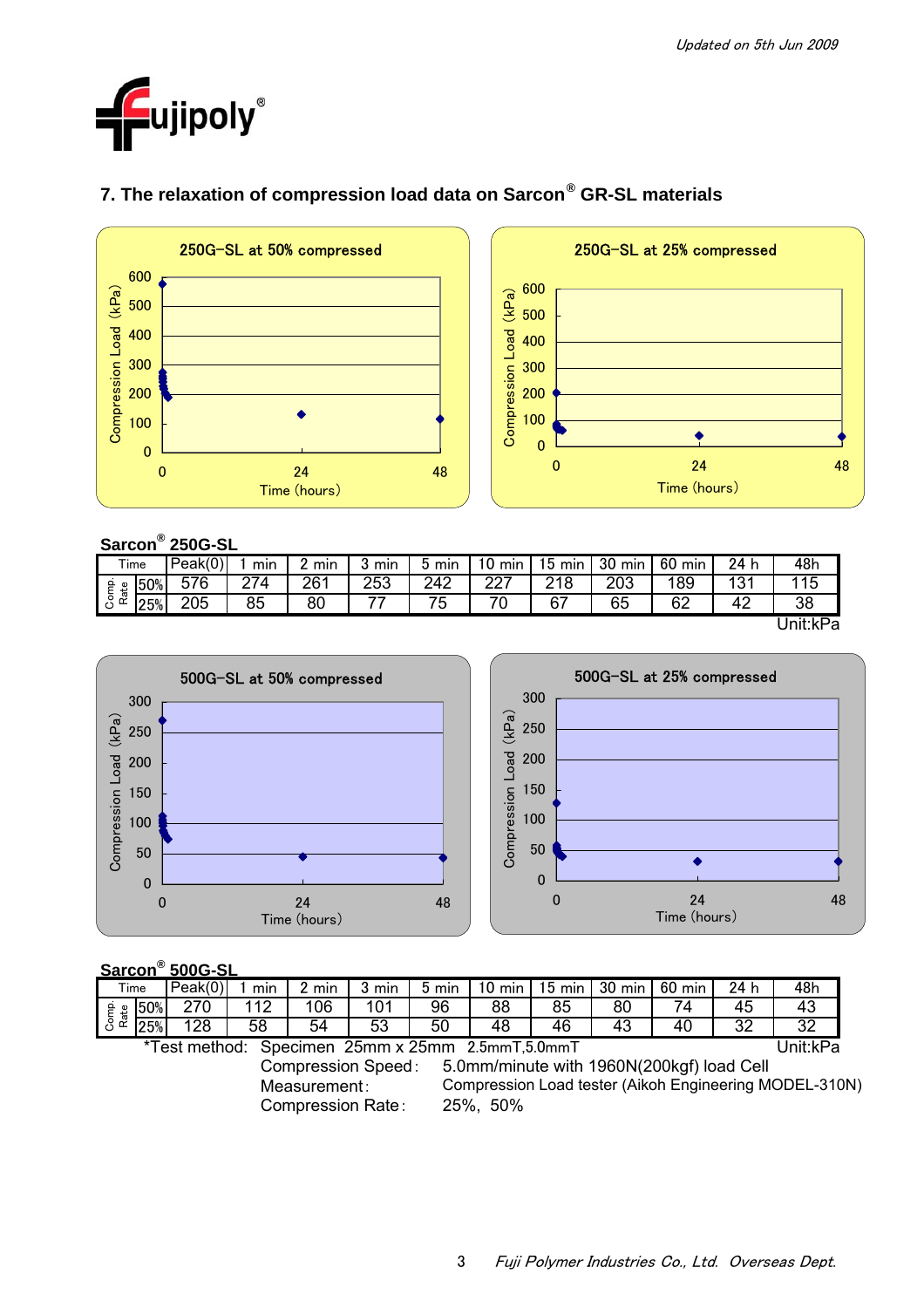Updated on 5th Jun 2009

# 7. The relaxation of compression load data on Sarcon® GR-SL materials

250G-SL at 50% compressed

250G-SL at 25% compressed

**Sarcon® 250G-SL**

| Time | | Peak(0) | 1 min | 2 min | 3 min | 5 min | 10 min | 15 min | 30 min | 60 min | 24 h | 48h |
|---|---|---|---|---|---|---|---|---|---|---|---|---|
| Comp. Rate | 50% | 576 | 274 | 261 | 253 | 242 | 227 | 218 | 203 | 189 | 131 | 115 |
| | 25% | 205 | 85 | 80 | 77 | 75 | 70 | 67 | 65 | 62 | 42 | 38 |

Unit:kPa

500G-SL at 50% compressed

500G-SL at 25% compressed

**Sarcon® 500G-SL**

| Time | | Peak(0) | 1 min | 2 min | 3 min | 5 min | 10 min | 15 min | 30 min | 60 min | 24 h | 48h |
|---|---|---|---|---|---|---|---|---|---|---|---|---|
| Comp. Rate | 50% | 270 | 112 | 106 | 101 | 96 | 88 | 85 | 80 | 74 | 45 | 43 |
| | 25% | 128 | 58 | 54 | 53 | 50 | 48 | 46 | 43 | 40 | 32 | 32 |

Unit:kPa

*Test method: Specimen 25mm x 25mm 2.5mmT,5.0mmT
Compression Speed: 5.0mm/minute with 1960N(200kgf) load Cell
Measurement: Compression Load tester (Aikoh Engineering MODEL-310N)
Compression Rate: 25%, 50%

*Fuji Polymer Industries Co., Ltd. Overseas Dept.*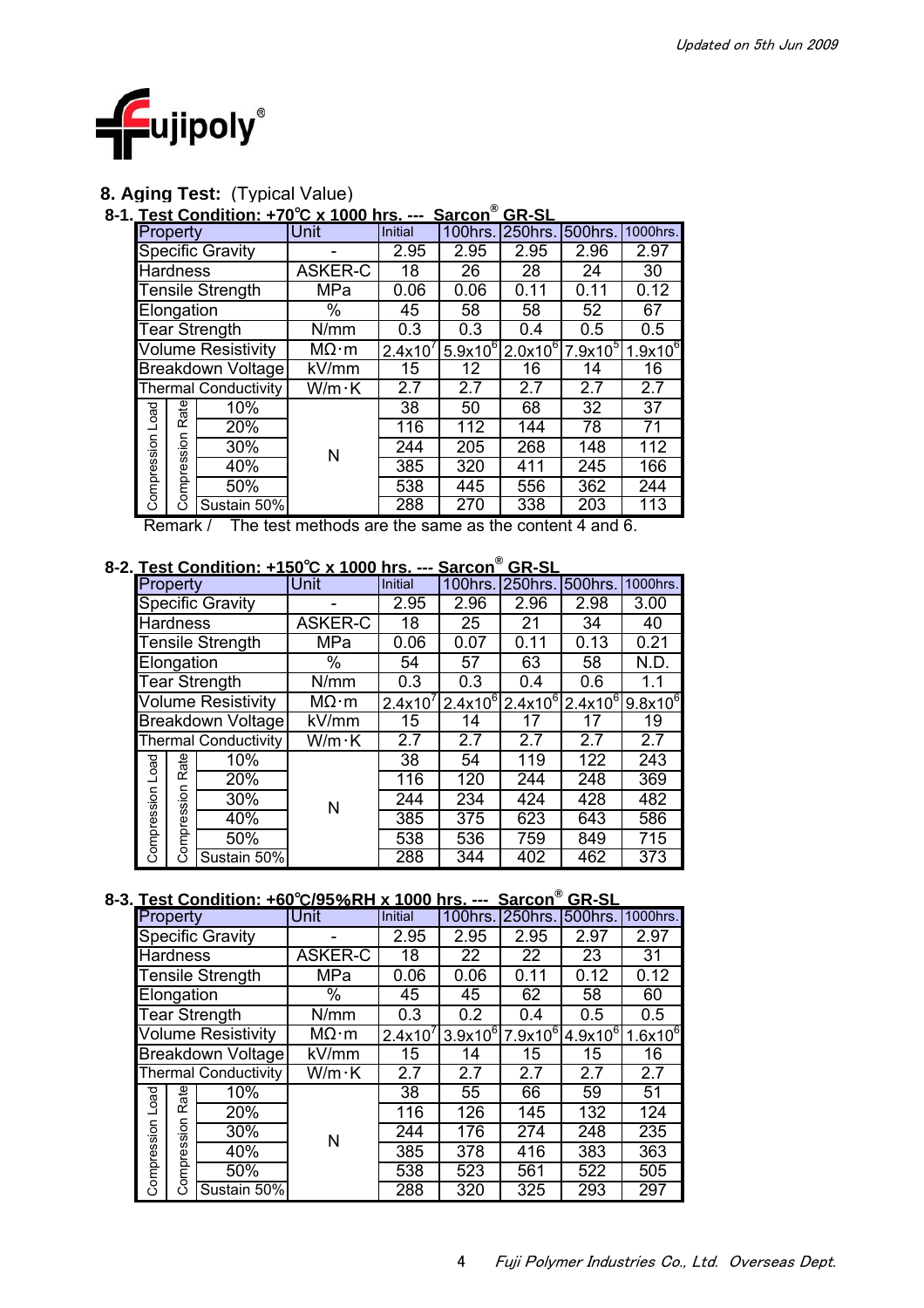## 8. Aging Test: (Typical Value)

### 8-1. Test Condition: +70℃ x 1000 hrs. --- Sarcon® GR-SL

| Property | | | Unit | Initial | 100hrs. | 250hrs. | 500hrs. | 1000hrs. |
|---|---|---|---|---|---|---|---|---|
| Specific Gravity | | | - | 2.95 | 2.95 | 2.95 | 2.96 | 2.97 |
| Hardness | | | ASKER-C | 18 | 26 | 28 | 24 | 30 |
| Tensile Strength | | | MPa | 0.06 | 0.06 | 0.11 | 0.11 | 0.12 |
| Elongation | | | % | 45 | 58 | 58 | 52 | 67 |
| Tear Strength | | | N/mm | 0.3 | 0.3 | 0.4 | 0.5 | 0.5 |
| Volume Resistivity | | | MΩ·m | $2.4\times10^{7}$ | $5.9\times10^{6}$ | $2.0\times10^{6}$ | $7.9\times10^{5}$ | $1.9\times10^{6}$ |
| Breakdown Voltage | | | kV/mm | 15 | 12 | 16 | 14 | 16 |
| Thermal Conductivity | | | W/m·K | 2.7 | 2.7 | 2.7 | 2.7 | 2.7 |
| Compression Load | Compression Rate | 10% | N | 38 | 50 | 68 | 32 | 37 |
| | | 20% | | 116 | 112 | 144 | 78 | 71 |
| | | 30% | | 244 | 205 | 268 | 148 | 112 |
| | | 40% | | 385 | 320 | 411 | 245 | 166 |
| | | 50% | | 538 | 445 | 556 | 362 | 244 |
| | | Sustain 50% | | 288 | 270 | 338 | 203 | 113 |

Remark / The test methods are the same as the content 4 and 6.

### 8-2. Test Condition: +150℃ x 1000 hrs. --- Sarcon® GR-SL

| Property | | | Unit | Initial | 100hrs. | 250hrs. | 500hrs. | 1000hrs. |
|---|---|---|---|---|---|---|---|---|
| Specific Gravity | | | - | 2.95 | 2.96 | 2.96 | 2.98 | 3.00 |
| Hardness | | | ASKER-C | 18 | 25 | 21 | 34 | 40 |
| Tensile Strength | | | MPa | 0.06 | 0.07 | 0.11 | 0.13 | 0.21 |
| Elongation | | | % | 54 | 57 | 63 | 58 | N.D. |
| Tear Strength | | | N/mm | 0.3 | 0.3 | 0.4 | 0.6 | 1.1 |
| Volume Resistivity | | | MΩ·m | $2.4\times10^{7}$ | $2.4\times10^{6}$ | $2.4\times10^{6}$ | $2.4\times10^{6}$ | $9.8\times10^{6}$ |
| Breakdown Voltage | | | kV/mm | 15 | 14 | 17 | 17 | 19 |
| Thermal Conductivity | | | W/m·K | 2.7 | 2.7 | 2.7 | 2.7 | 2.7 |
| Compression Load | Compression Rate | 10% | N | 38 | 54 | 119 | 122 | 243 |
| | | 20% | | 116 | 120 | 244 | 248 | 369 |
| | | 30% | | 244 | 234 | 424 | 428 | 482 |
| | | 40% | | 385 | 375 | 623 | 643 | 586 |
| | | 50% | | 538 | 536 | 759 | 849 | 715 |
| | | Sustain 50% | | 288 | 344 | 402 | 462 | 373 |

### 8-3. Test Condition: +60℃/95%RH x 1000 hrs. --- Sarcon® GR-SL

| Property | | | Unit | Initial | 100hrs. | 250hrs. | 500hrs. | 1000hrs. |
|---|---|---|---|---|---|---|---|---|
| Specific Gravity | | | - | 2.95 | 2.95 | 2.95 | 2.97 | 2.97 |
| Hardness | | | ASKER-C | 18 | 22 | 22 | 23 | 31 |
| Tensile Strength | | | MPa | 0.06 | 0.06 | 0.11 | 0.12 | 0.12 |
| Elongation | | | % | 45 | 45 | 62 | 58 | 60 |
| Tear Strength | | | N/mm | 0.3 | 0.2 | 0.4 | 0.5 | 0.5 |
| Volume Resistivity | | | MΩ·m | $2.4\times10^{7}$ | $3.9\times10^{6}$ | $7.9\times10^{6}$ | $4.9\times10^{6}$ | $1.6\times10^{6}$ |
| Breakdown Voltage | | | kV/mm | 15 | 14 | 15 | 15 | 16 |
| Thermal Conductivity | | | W/m·K | 2.7 | 2.7 | 2.7 | 2.7 | 2.7 |
| Compression Load | Compression Rate | 10% | N | 38 | 55 | 66 | 59 | 51 |
| | | 20% | | 116 | 126 | 145 | 132 | 124 |
| | | 30% | | 244 | 176 | 274 | 248 | 235 |
| | | 40% | | 385 | 378 | 416 | 383 | 363 |
| | | 50% | | 538 | 523 | 561 | 522 | 505 |
| | | Sustain 50% | | 288 | 320 | 325 | 293 | 297 |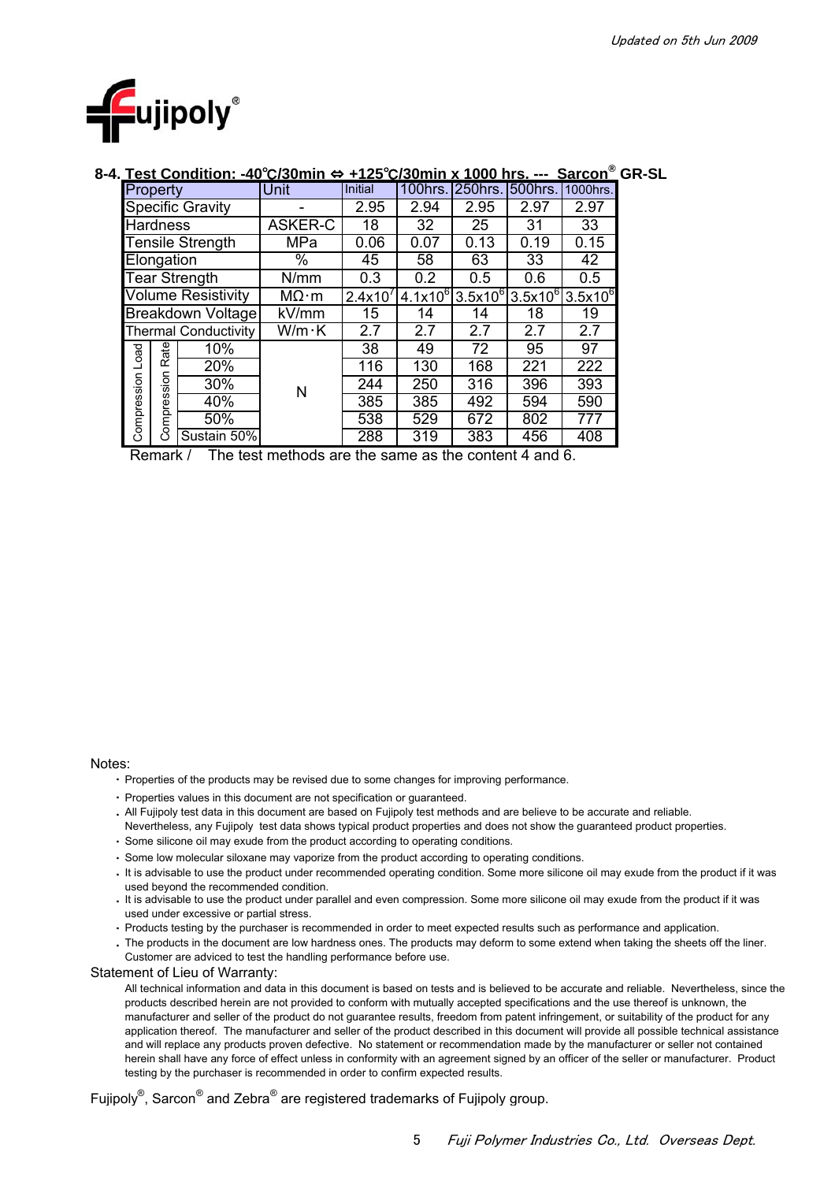**8-4. Test Condition: -40℃/30min ⇔ +125℃/30min x 1000 hrs. --- Sarcon® GR-SL**

| Property | | | Unit | Initial | 100hrs. | 250hrs. | 500hrs. | 1000hrs. |
|---|---|---|---|---|---|---|---|---|
| Specific Gravity | | | - | 2.95 | 2.94 | 2.95 | 2.97 | 2.97 |
| Hardness | | | ASKER-C | 18 | 32 | 25 | 31 | 33 |
| Tensile Strength | | | MPa | 0.06 | 0.07 | 0.13 | 0.19 | 0.15 |
| Elongation | | | % | 45 | 58 | 63 | 33 | 42 |
| Tear Strength | | | N/mm | 0.3 | 0.2 | 0.5 | 0.6 | 0.5 |
| Volume Resistivity | | | MΩ·m | $2.4x10^7$ | $4.1x10^6$ | $3.5x10^6$ | $3.5x10^6$ | $3.5x10^6$ |
| Breakdown Voltage | | | kV/mm | 15 | 14 | 14 | 18 | 19 |
| Thermal Conductivity | | | W/m·K | 2.7 | 2.7 | 2.7 | 2.7 | 2.7 |
| Compression Load | Compression Rate | 10% | N | 38 | 49 | 72 | 95 | 97 |
| | | 20% | | 116 | 130 | 168 | 221 | 222 |
| | | 30% | | 244 | 250 | 316 | 396 | 393 |
| | | 40% | | 385 | 385 | 492 | 594 | 590 |
| | | 50% | | 538 | 529 | 672 | 802 | 777 |
| | | Sustain 50% | | 288 | 319 | 383 | 456 | 408 |

Remark / The test methods are the same as the content 4 and 6.

Notes:

- Properties of the products may be revised due to some changes for improving performance.
- Properties values in this document are not specification or guaranteed.
- All Fujipoly test data in this document are based on Fujipoly test methods and are believe to be accurate and reliable. Nevertheless, any Fujipoly test data shows typical product properties and does not show the guaranteed product properties.
- Some silicone oil may exude from the product according to operating conditions.
- Some low molecular siloxane may vaporize from the product according to operating conditions.
- It is advisable to use the product under recommended operating condition. Some more silicone oil may exude from the product if it was used beyond the recommended condition.
- It is advisable to use the product under parallel and even compression. Some more silicone oil may exude from the product if it was used under excessive or partial stress.
- Products testing by the purchaser is recommended in order to meet expected results such as performance and application.
- The products in the document are low hardness ones. The products may deform to some extend when taking the sheets off the liner. Customer are adviced to test the handling performance before use.

Statement of Lieu of Warranty:

All technical information and data in this document is based on tests and is believed to be accurate and reliable. Nevertheless, since the products described herein are not provided to conform with mutually accepted specifications and the use thereof is unknown, the manufacturer and seller of the product do not guarantee results, freedom from patent infringement, or suitability of the product for any application thereof. The manufacturer and seller of the product described in this document will provide all possible technical assistance and will replace any products proven defective. No statement or recommendation made by the manufacturer or seller not contained herein shall have any force of effect unless in conformity with an agreement signed by an officer of the seller or manufacturer. Product testing by the purchaser is recommended in order to confirm expected results.

Fujipoly®, Sarcon® and Zebra® are registered trademarks of Fujipoly group.